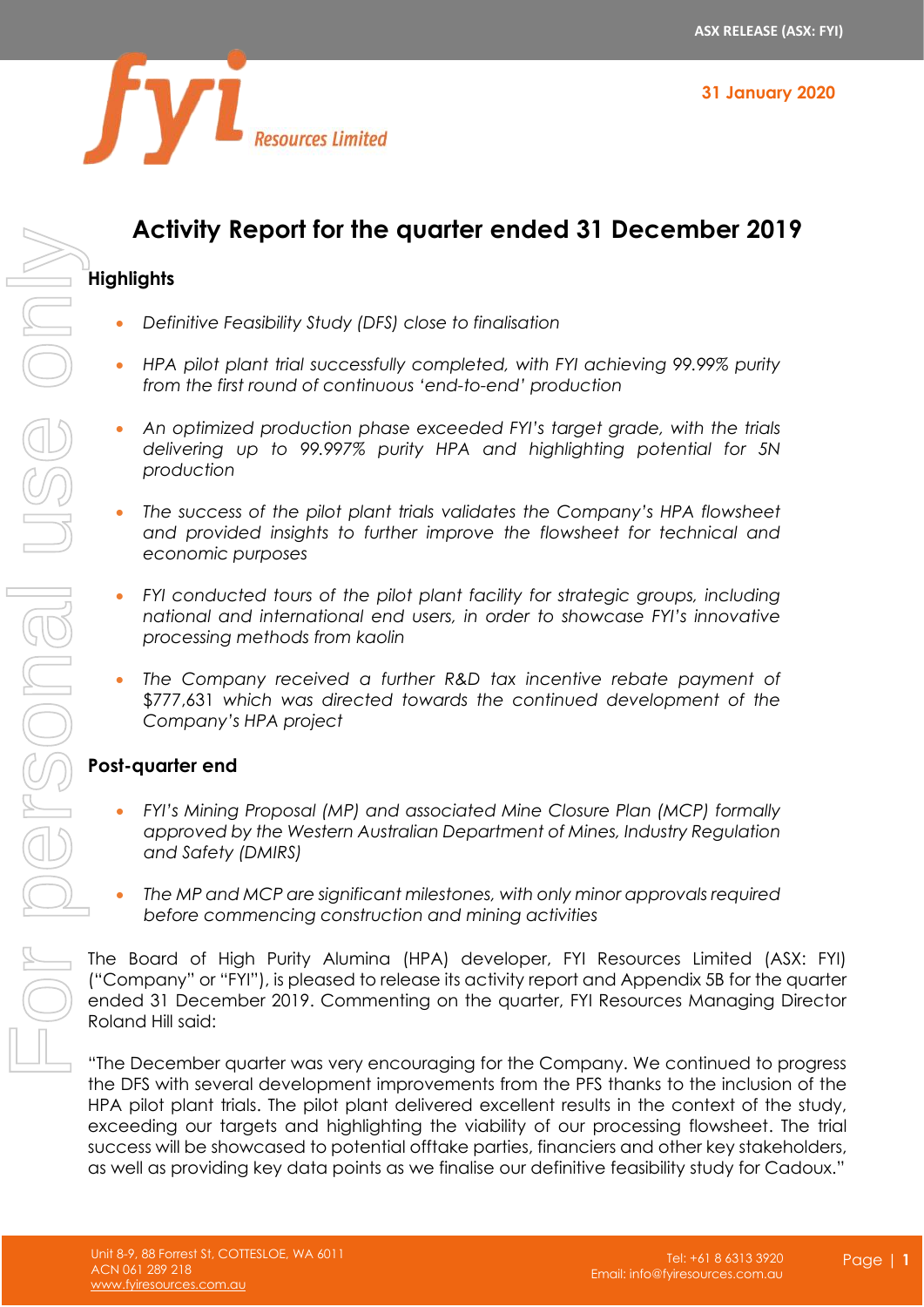ASX RELEASE (ASX: FYI)

31 January 2020

# Activity Report for the quarter ended 31 December 2019

## Highlights

- *Definitive Feasibility Study (DFS) close to finalisation*
- *HPA pilot plant trial successfully completed, with FYI achieving 99.99% purity from the first round of continuous 'end-to-end' production*
- *An optimized production phase exceeded FYI's target grade, with the trials delivering up to 99.997% purity HPA and highlighting potential for 5N production*
- *The success of the pilot plant trials validates the Company's HPA flowsheet and provided insights to further improve the flowsheet for technical and economic purposes*
- *FYI conducted tours of the pilot plant facility for strategic groups, including national and international end users, in order to showcase FYI's innovative processing methods from kaolin*
- *The Company received a further R&D tax incentive rebate payment of $777,631 which was directed towards the continued development of the Company's HPA project*

## Post-quarter end

- *FYI's Mining Proposal (MP) and associated Mine Closure Plan (MCP) formally approved by the Western Australian Department of Mines, Industry Regulation and Safety (DMIRS)*
- *The MP and MCP are significant milestones, with only minor approvals required before commencing construction and mining activities*

The Board of High Purity Alumina (HPA) developer, FYI Resources Limited (ASX: FYI) ("Company" or "FYI"), is pleased to release its activity report and Appendix 5B for the quarter ended 31 December 2019. Commenting on the quarter, FYI Resources Managing Director Roland Hill said:

"The December quarter was very encouraging for the Company. We continued to progress the DFS with several development improvements from the PFS thanks to the inclusion of the HPA pilot plant trials. The pilot plant delivered excellent results in the context of the study, exceeding our targets and highlighting the viability of our processing flowsheet. The trial success will be showcased to potential offtake parties, financiers and other key stakeholders, as well as providing key data points as we finalise our definitive feasibility study for Cadoux."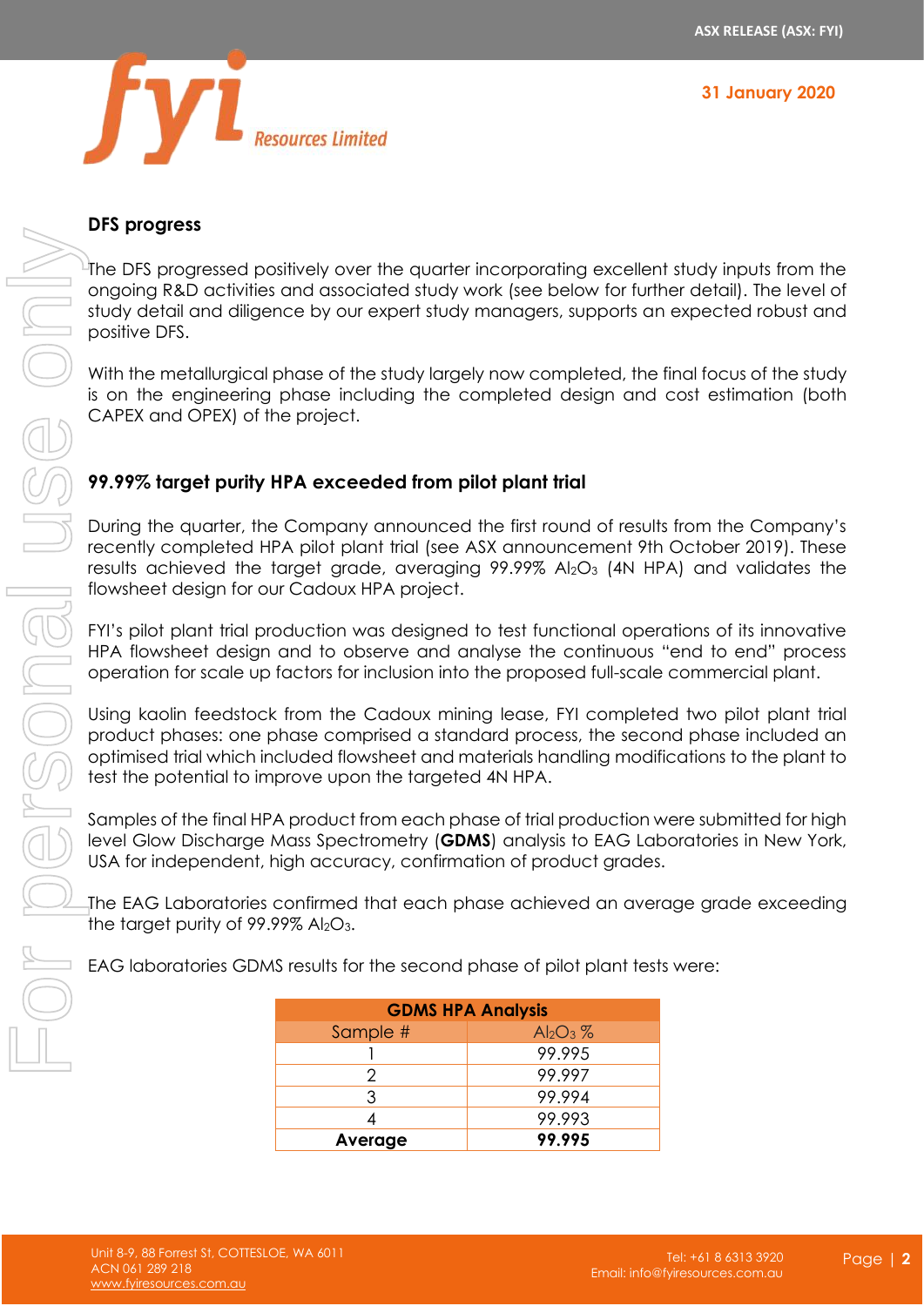## DFS progress

The DFS progressed positively over the quarter incorporating excellent study inputs from the ongoing R&D activities and associated study work (see below for further detail). The level of study detail and diligence by our expert study managers, supports an expected robust and positive DFS.

With the metallurgical phase of the study largely now completed, the final focus of the study is on the engineering phase including the completed design and cost estimation (both CAPEX and OPEX) of the project.

## 99.99% target purity HPA exceeded from pilot plant trial

During the quarter, the Company announced the first round of results from the Company's recently completed HPA pilot plant trial (see ASX announcement 9th October 2019). These results achieved the target grade, averaging 99.99% $Al_2O_3$ (4N HPA) and validates the flowsheet design for our Cadoux HPA project.

FYI's pilot plant trial production was designed to test functional operations of its innovative HPA flowsheet design and to observe and analyse the continuous "end to end" process operation for scale up factors for inclusion into the proposed full-scale commercial plant.

Using kaolin feedstock from the Cadoux mining lease, FYI completed two pilot plant trial product phases: one phase comprised a standard process, the second phase included an optimised trial which included flowsheet and materials handling modifications to the plant to test the potential to improve upon the targeted 4N HPA.

Samples of the final HPA product from each phase of trial production were submitted for high level Glow Discharge Mass Spectrometry (**GDMS**) analysis to EAG Laboratories in New York, USA for independent, high accuracy, confirmation of product grades.

The EAG Laboratories confirmed that each phase achieved an average grade exceeding the target purity of 99.99% $Al_2O_3$.

EAG laboratories GDMS results for the second phase of pilot plant tests were:

| **GDMS HPA Analysis** | |
|---|---|
| Sample # | $Al_2O_3$ % |
| 1 | 99.995 |
| 2 | 99.997 |
| 3 | 99.994 |
| 4 | 99.993 |
| **Average** | **99.995** |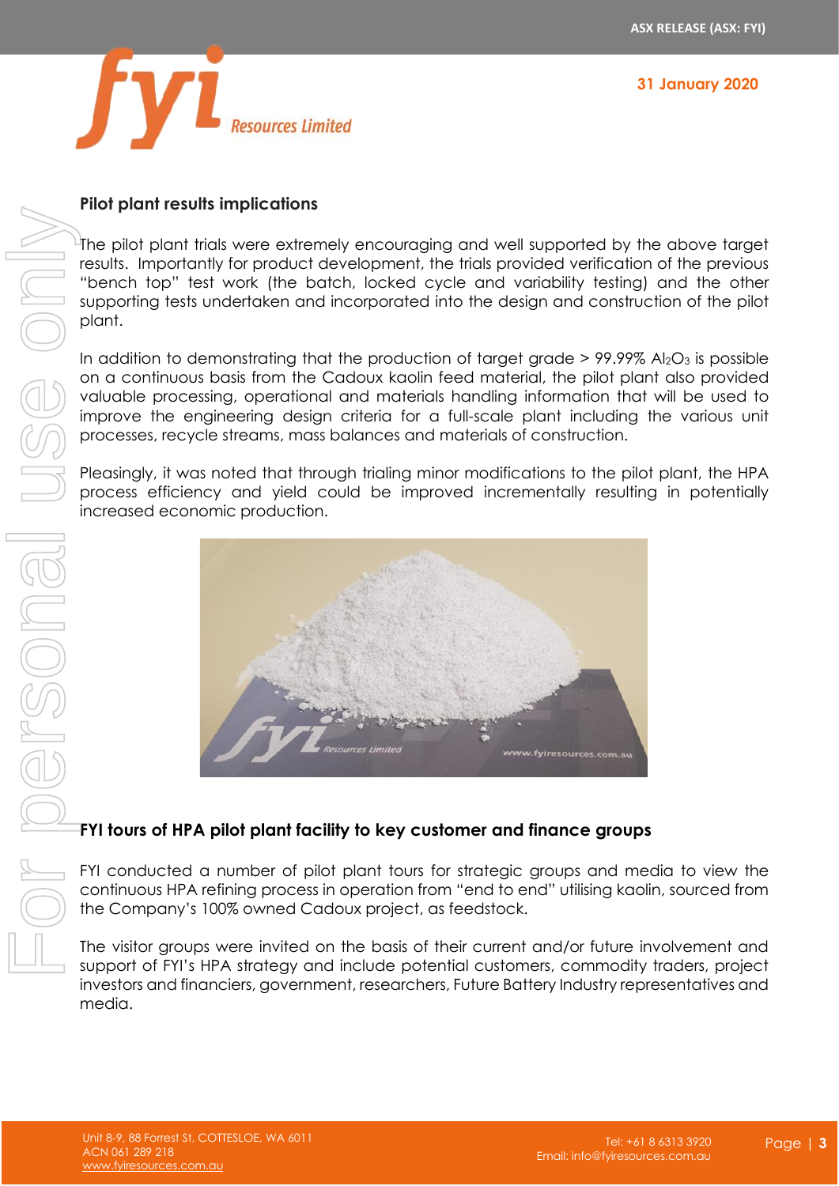## Pilot plant results implications

The pilot plant trials were extremely encouraging and well supported by the above target results. Importantly for product development, the trials provided verification of the previous "bench top" test work (the batch, locked cycle and variability testing) and the other supporting tests undertaken and incorporated into the design and construction of the pilot plant.

In addition to demonstrating that the production of target grade > 99.99% $Al_2O_3$ is possible on a continuous basis from the Cadoux kaolin feed material, the pilot plant also provided valuable processing, operational and materials handling information that will be used to improve the engineering design criteria for a full-scale plant including the various unit processes, recycle streams, mass balances and materials of construction.

Pleasingly, it was noted that through trialing minor modifications to the pilot plant, the HPA process efficiency and yield could be improved incrementally resulting in potentially increased economic production.

## FYI tours of HPA pilot plant facility to key customer and finance groups

FYI conducted a number of pilot plant tours for strategic groups and media to view the continuous HPA refining process in operation from "end to end" utilising kaolin, sourced from the Company's 100% owned Cadoux project, as feedstock.

The visitor groups were invited on the basis of their current and/or future involvement and support of FYI's HPA strategy and include potential customers, commodity traders, project investors and financiers, government, researchers, Future Battery Industry representatives and media.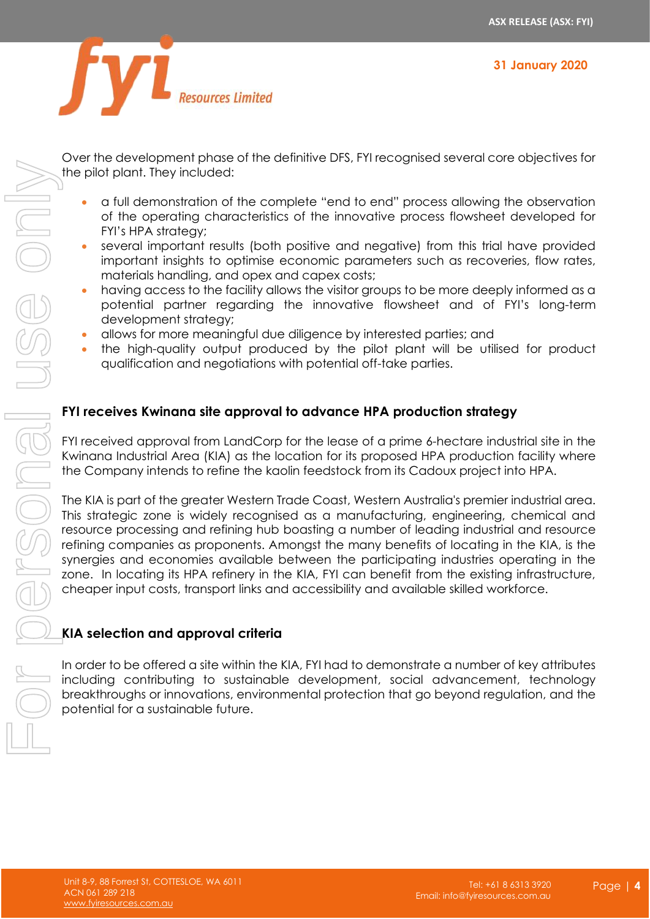Over the development phase of the definitive DFS, FYI recognised several core objectives for the pilot plant. They included:

- a full demonstration of the complete "end to end" process allowing the observation of the operating characteristics of the innovative process flowsheet developed for FYI's HPA strategy;
- several important results (both positive and negative) from this trial have provided important insights to optimise economic parameters such as recoveries, flow rates, materials handling, and opex and capex costs;
- having access to the facility allows the visitor groups to be more deeply informed as a potential partner regarding the innovative flowsheet and of FYI's long-term development strategy;
- allows for more meaningful due diligence by interested parties; and
- the high-quality output produced by the pilot plant will be utilised for product qualification and negotiations with potential off-take parties.

## FYI receives Kwinana site approval to advance HPA production strategy

FYI received approval from LandCorp for the lease of a prime 6-hectare industrial site in the Kwinana Industrial Area (KIA) as the location for its proposed HPA production facility where the Company intends to refine the kaolin feedstock from its Cadoux project into HPA.

The KIA is part of the greater Western Trade Coast, Western Australia's premier industrial area. This strategic zone is widely recognised as a manufacturing, engineering, chemical and resource processing and refining hub boasting a number of leading industrial and resource refining companies as proponents. Amongst the many benefits of locating in the KIA, is the synergies and economies available between the participating industries operating in the zone. In locating its HPA refinery in the KIA, FYI can benefit from the existing infrastructure, cheaper input costs, transport links and accessibility and available skilled workforce.

## KIA selection and approval criteria

In order to be offered a site within the KIA, FYI had to demonstrate a number of key attributes including contributing to sustainable development, social advancement, technology breakthroughs or innovations, environmental protection that go beyond regulation, and the potential for a sustainable future.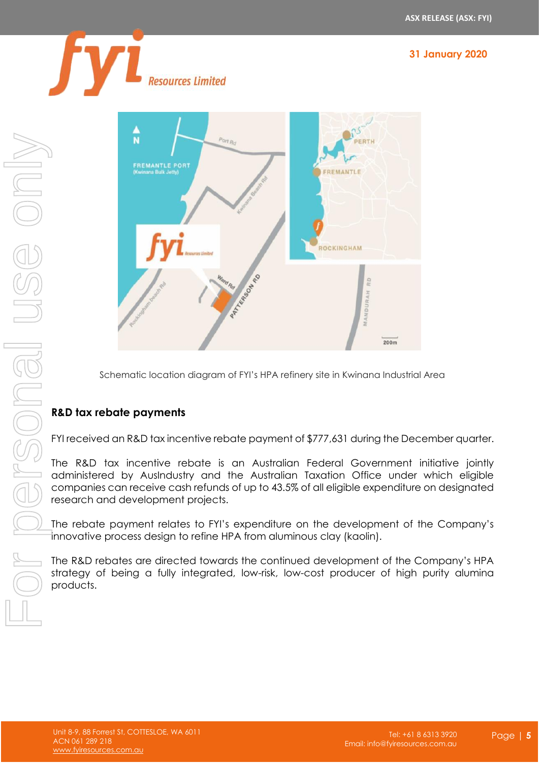Schematic location diagram of FYI's HPA refinery site in Kwinana Industrial Area

## R&D tax rebate payments

FYI received an R&D tax incentive rebate payment of $777,631 during the December quarter.

The R&D tax incentive rebate is an Australian Federal Government initiative jointly administered by AusIndustry and the Australian Taxation Office under which eligible companies can receive cash refunds of up to 43.5% of all eligible expenditure on designated research and development projects.

The rebate payment relates to FYI's expenditure on the development of the Company's innovative process design to refine HPA from aluminous clay (kaolin).

The R&D rebates are directed towards the continued development of the Company's HPA strategy of being a fully integrated, low-risk, low-cost producer of high purity alumina products.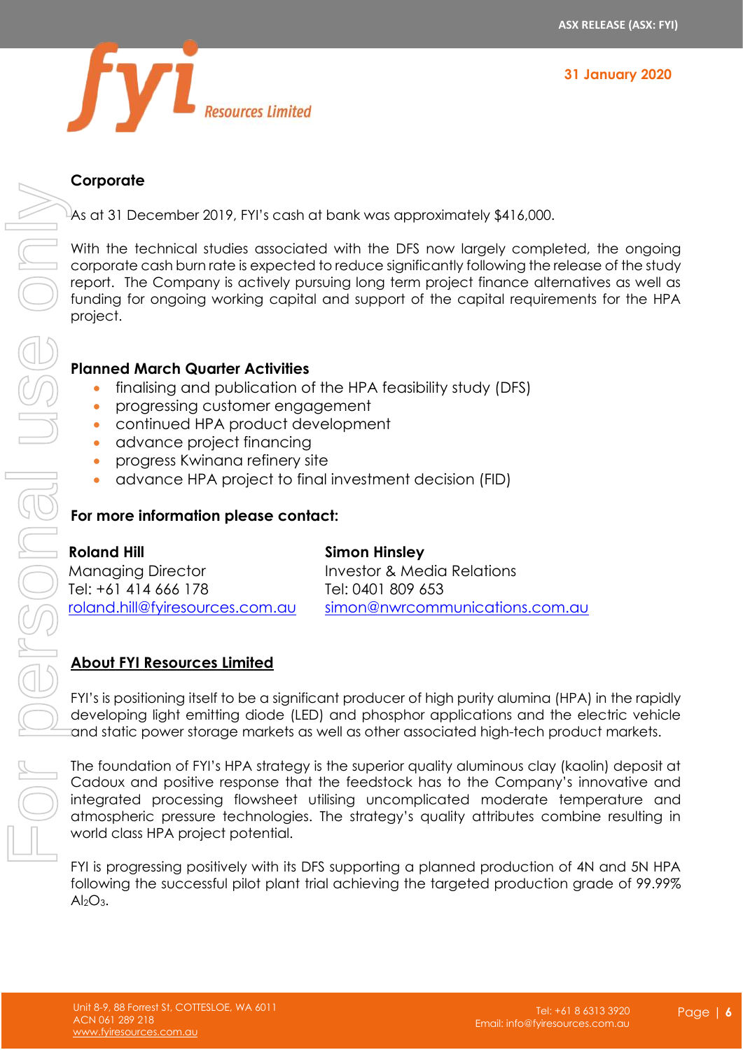## Corporate

As at 31 December 2019, FYI's cash at bank was approximately $416,000.

With the technical studies associated with the DFS now largely completed, the ongoing corporate cash burn rate is expected to reduce significantly following the release of the study report. The Company is actively pursuing long term project finance alternatives as well as funding for ongoing working capital and support of the capital requirements for the HPA project.

## Planned March Quarter Activities

- finalising and publication of the HPA feasibility study (DFS)
- progressing customer engagement
- continued HPA product development
- advance project financing
- progress Kwinana refinery site
- advance HPA project to final investment decision (FID)

## For more information please contact:

**Roland Hill**
Managing Director
Tel: +61 414 666 178
roland.hill@fyiresources.com.au

**Simon Hinsley**
Investor & Media Relations
Tel: 0401 809 653
simon@nwrcommunications.com.au

## About FYI Resources Limited

FYI's is positioning itself to be a significant producer of high purity alumina (HPA) in the rapidly developing light emitting diode (LED) and phosphor applications and the electric vehicle and static power storage markets as well as other associated high-tech product markets.

The foundation of FYI's HPA strategy is the superior quality aluminous clay (kaolin) deposit at Cadoux and positive response that the feedstock has to the Company's innovative and integrated processing flowsheet utilising uncomplicated moderate temperature and atmospheric pressure technologies. The strategy's quality attributes combine resulting in world class HPA project potential.

FYI is progressing positively with its DFS supporting a planned production of 4N and 5N HPA following the successful pilot plant trial achieving the targeted production grade of 99.99% $Al_2O_3$.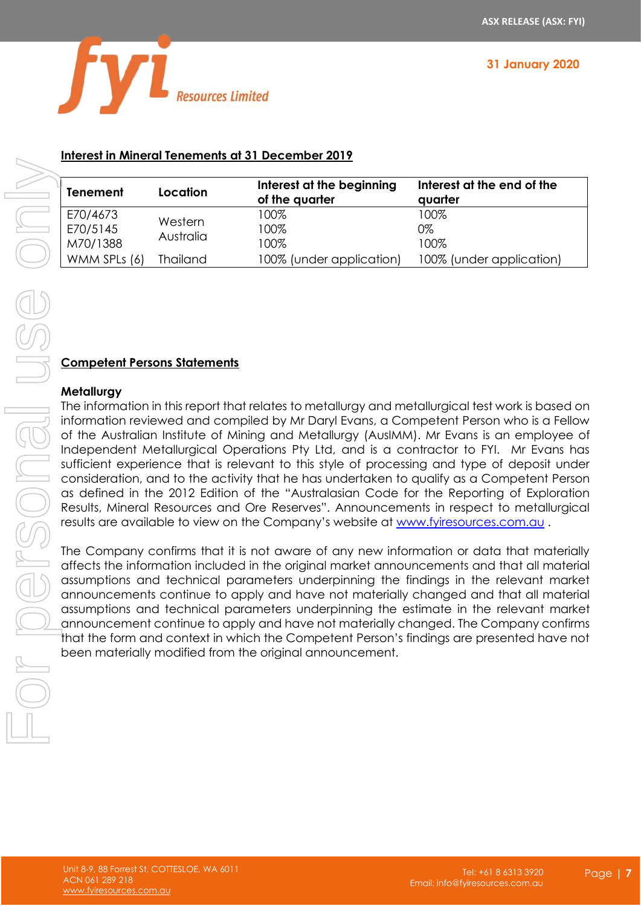## Interest in Mineral Tenements at 31 December 2019

| Tenement | Location | Interest at the beginning of the quarter | Interest at the end of the quarter |
|---|---|---|---|
| E70/4673 | Western Australia | 100% | 100% |
| E70/5145 | | 100% | 0% |
| M70/1388 | | 100% | 100% |
| WMM SPLs (6) | Thailand | 100% (under application) | 100% (under application) |

## Competent Persons Statements

### Metallurgy

The information in this report that relates to metallurgy and metallurgical test work is based on information reviewed and compiled by Mr Daryl Evans, a Competent Person who is a Fellow of the Australian Institute of Mining and Metallurgy (AusIMM). Mr Evans is an employee of Independent Metallurgical Operations Pty Ltd, and is a contractor to FYI. Mr Evans has sufficient experience that is relevant to this style of processing and type of deposit under consideration, and to the activity that he has undertaken to qualify as a Competent Person as defined in the 2012 Edition of the "Australasian Code for the Reporting of Exploration Results, Mineral Resources and Ore Reserves". Announcements in respect to metallurgical results are available to view on the Company's website at www.fyiresources.com.au .

The Company confirms that it is not aware of any new information or data that materially affects the information included in the original market announcements and that all material assumptions and technical parameters underpinning the findings in the relevant market announcements continue to apply and have not materially changed and that all material assumptions and technical parameters underpinning the estimate in the relevant market announcement continue to apply and have not materially changed. The Company confirms that the form and context in which the Competent Person's findings are presented have not been materially modified from the original announcement.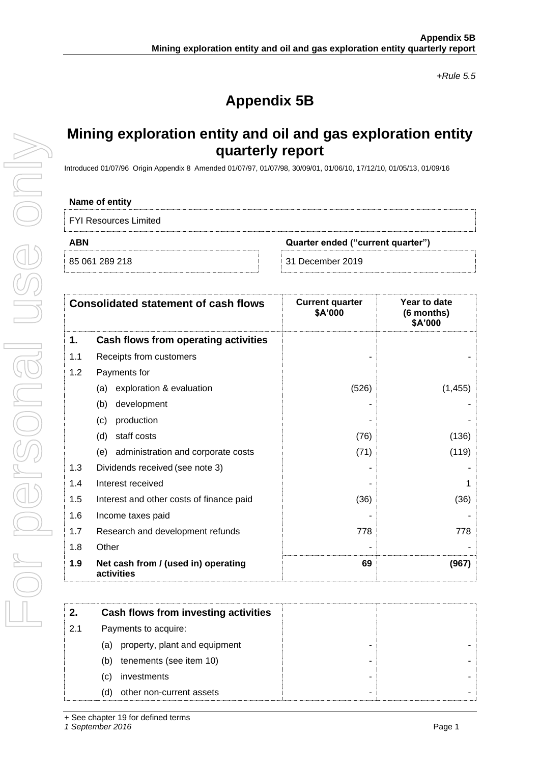+Rule 5.5

# Appendix 5B

## Mining exploration entity and oil and gas exploration entity quarterly report

Introduced 01/07/96 Origin Appendix 8 Amended 01/07/97, 01/07/98, 30/09/01, 01/06/10, 17/12/10, 01/05/13, 01/09/16

| Name of entity | |
|---|---|
| FYI Resources Limited | |
| **ABN** | **Quarter ended ("current quarter")** |
| 85 061 289 218 | 31 December 2019 |

| | **Consolidated statement of cash flows** | **Current quarter $A'000** | **Year to date (6 months) $A'000** |
|---|---|---|---|
| **1.** | **Cash flows from operating activities** | | |
| 1.1 | Receipts from customers | - | - |
| 1.2 | Payments for | | |
| | (a) exploration & evaluation | (526) | (1,455) |
| | (b) development | - | - |
| | (c) production | - | - |
| | (d) staff costs | (76) | (136) |
| | (e) administration and corporate costs | (71) | (119) |
| 1.3 | Dividends received (see note 3) | - | - |
| 1.4 | Interest received | - | 1 |
| 1.5 | Interest and other costs of finance paid | (36) | (36) |
| 1.6 | Income taxes paid | - | - |
| 1.7 | Research and development refunds | 778 | 778 |
| 1.8 | Other | - | - |
| **1.9** | **Net cash from / (used in) operating activities** | **69** | **(967)** |

| | | | |
|---|---|---|---|
| **2.** | **Cash flows from investing activities** | | |
| 2.1 | Payments to acquire: | | |
| | (a) property, plant and equipment | - | - |
| | (b) tenements (see item 10) | - | - |
| | (c) investments | - | - |
| | (d) other non-current assets | - | - |

+ See chapter 19 for defined terms

*1 September 2016*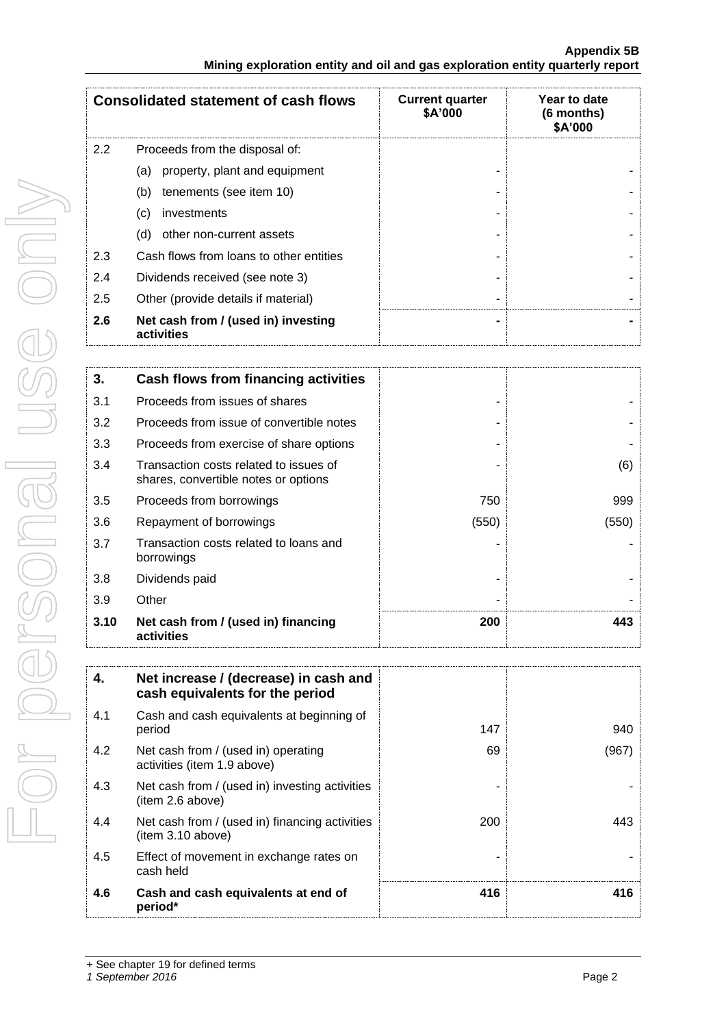| Consolidated statement of cash flows | | Current quarter $A'000 | Year to date (6 months) $A'000 |
|---|---|---|---|
| 2.2 | Proceeds from the disposal of: | | |
| | (a) property, plant and equipment | - | - |
| | (b) tenements (see item 10) | - | - |
| | (c) investments | - | - |
| | (d) other non-current assets | - | - |
| 2.3 | Cash flows from loans to other entities | - | - |
| 2.4 | Dividends received (see note 3) | - | - |
| 2.5 | Other (provide details if material) | - | - |
| **2.6** | **Net cash from / (used in) investing activities** | **-** | **-** |

| **3.** | **Cash flows from financing activities** | | |
|---|---|---|---|
| 3.1 | Proceeds from issues of shares | - | - |
| 3.2 | Proceeds from issue of convertible notes | - | - |
| 3.3 | Proceeds from exercise of share options | - | - |
| 3.4 | Transaction costs related to issues of shares, convertible notes or options | - | (6) |
| 3.5 | Proceeds from borrowings | 750 | 999 |
| 3.6 | Repayment of borrowings | (550) | (550) |
| 3.7 | Transaction costs related to loans and borrowings | - | - |
| 3.8 | Dividends paid | - | - |
| 3.9 | Other | - | - |
| **3.10** | **Net cash from / (used in) financing activities** | **200** | **443** |

| **4.** | **Net increase / (decrease) in cash and cash equivalents for the period** | | |
|---|---|---|---|
| 4.1 | Cash and cash equivalents at beginning of period | 147 | 940 |
| 4.2 | Net cash from / (used in) operating activities (item 1.9 above) | 69 | (967) |
| 4.3 | Net cash from / (used in) investing activities (item 2.6 above) | - | - |
| 4.4 | Net cash from / (used in) financing activities (item 3.10 above) | 200 | 443 |
| 4.5 | Effect of movement in exchange rates on cash held | - | - |
| **4.6** | **Cash and cash equivalents at end of period*** | **416** | **416** |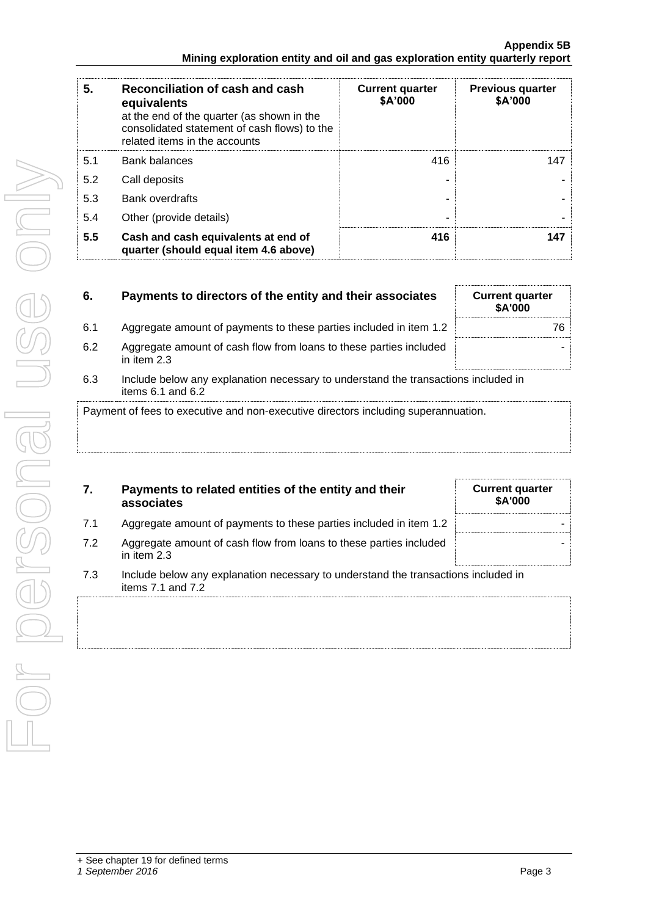| 5. | Reconciliation of cash and cash equivalents at the end of the quarter (as shown in the consolidated statement of cash flows) to the related items in the accounts | Current quarter $A'000 | Previous quarter $A'000 |
|---|---|---|---|
| 5.1 | Bank balances | 416 | 147 |
| 5.2 | Call deposits | - | - |
| 5.3 | Bank overdrafts | - | - |
| 5.4 | Other (provide details) | - | - |
| **5.5** | **Cash and cash equivalents at end of quarter (should equal item 4.6 above)** | **416** | **147** |

| 6. | Payments to directors of the entity and their associates | Current quarter $A'000 |
|---|---|---|
| 6.1 | Aggregate amount of payments to these parties included in item 1.2 | 76 |
| 6.2 | Aggregate amount of cash flow from loans to these parties included in item 2.3 | - |

6.3 Include below any explanation necessary to understand the transactions included in items 6.1 and 6.2

Payment of fees to executive and non-executive directors including superannuation.

| 7. | Payments to related entities of the entity and their associates | Current quarter $A'000 |
|---|---|---|
| 7.1 | Aggregate amount of payments to these parties included in item 1.2 | - |
| 7.2 | Aggregate amount of cash flow from loans to these parties included in item 2.3 | - |

7.3 Include below any explanation necessary to understand the transactions included in items 7.1 and 7.2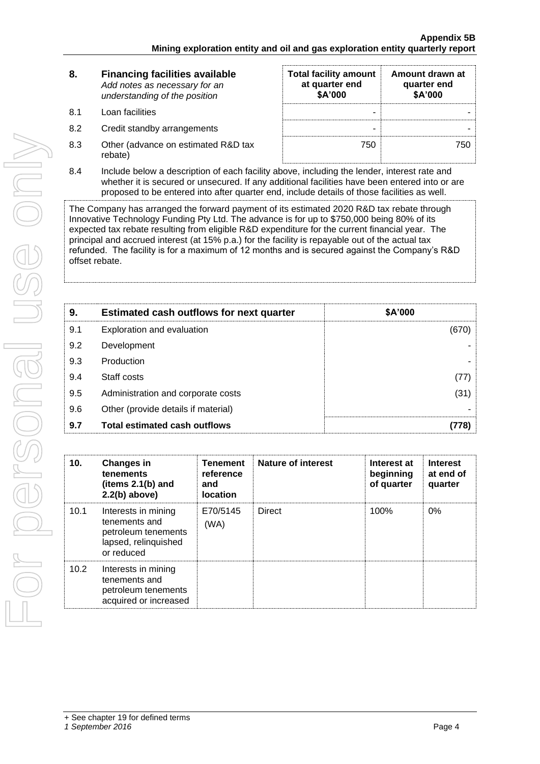| 8. | **Financing facilities available** *Add notes as necessary for an understanding of the position* | **Total facility amount at quarter end $A'000** | **Amount drawn at quarter end $A'000** |
|---|---|---|---|
| 8.1 | Loan facilities | - | - |
| 8.2 | Credit standby arrangements | - | - |
| 8.3 | Other (advance on estimated R&D tax rebate) | 750 | 750 |

8.4 Include below a description of each facility above, including the lender, interest rate and whether it is secured or unsecured. If any additional facilities have been entered into or are proposed to be entered into after quarter end, include details of those facilities as well.

The Company has arranged the forward payment of its estimated 2020 R&D tax rebate through Innovative Technology Funding Pty Ltd. The advance is for up to $750,000 being 80% of its expected tax rebate resulting from eligible R&D expenditure for the current financial year. The principal and accrued interest (at 15% p.a.) for the facility is repayable out of the actual tax refunded. The facility is for a maximum of 12 months and is secured against the Company's R&D offset rebate.

| 9. | **Estimated cash outflows for next quarter** | **$A'000** |
|---|---|---|
| 9.1 | Exploration and evaluation | (670) |
| 9.2 | Development | - |
| 9.3 | Production | - |
| 9.4 | Staff costs | (77) |
| 9.5 | Administration and corporate costs | (31) |
| 9.6 | Other (provide details if material) | - |
| **9.7** | **Total estimated cash outflows** | **(778)** |

| 10. | **Changes in tenements (items 2.1(b) and 2.2(b) above)** | **Tenement reference and location** | **Nature of interest** | **Interest at beginning of quarter** | **Interest at end of quarter** |
|---|---|---|---|---|---|
| 10.1 | Interests in mining tenements and petroleum tenements lapsed, relinquished or reduced | E70/5145 (WA) | Direct | 100% | 0% |
| 10.2 | Interests in mining tenements and petroleum tenements acquired or increased | | | | |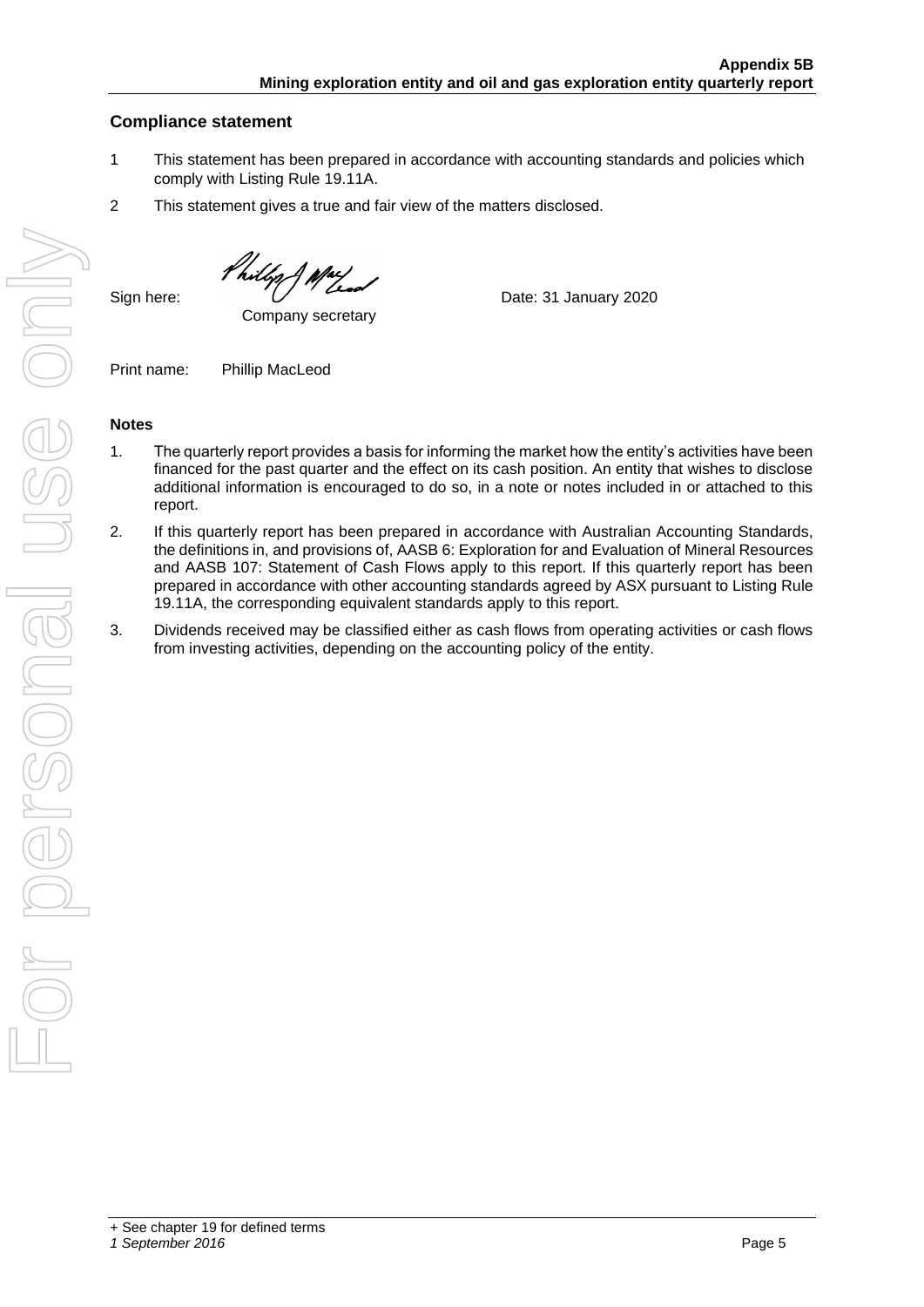## Compliance statement

1. This statement has been prepared in accordance with accounting standards and policies which comply with Listing Rule 19.11A.
2. This statement gives a true and fair view of the matters disclosed.

Sign here: Date: 31 January 2020

Company secretary

Print name: Phillip MacLeod

## Notes

1. The quarterly report provides a basis for informing the market how the entity's activities have been financed for the past quarter and the effect on its cash position. An entity that wishes to disclose additional information is encouraged to do so, in a note or notes included in or attached to this report.
2. If this quarterly report has been prepared in accordance with Australian Accounting Standards, the definitions in, and provisions of, AASB 6: Exploration for and Evaluation of Mineral Resources and AASB 107: Statement of Cash Flows apply to this report. If this quarterly report has been prepared in accordance with other accounting standards agreed by ASX pursuant to Listing Rule 19.11A, the corresponding equivalent standards apply to this report.
3. Dividends received may be classified either as cash flows from operating activities or cash flows from investing activities, depending on the accounting policy of the entity.

+ See chapter 19 for defined terms